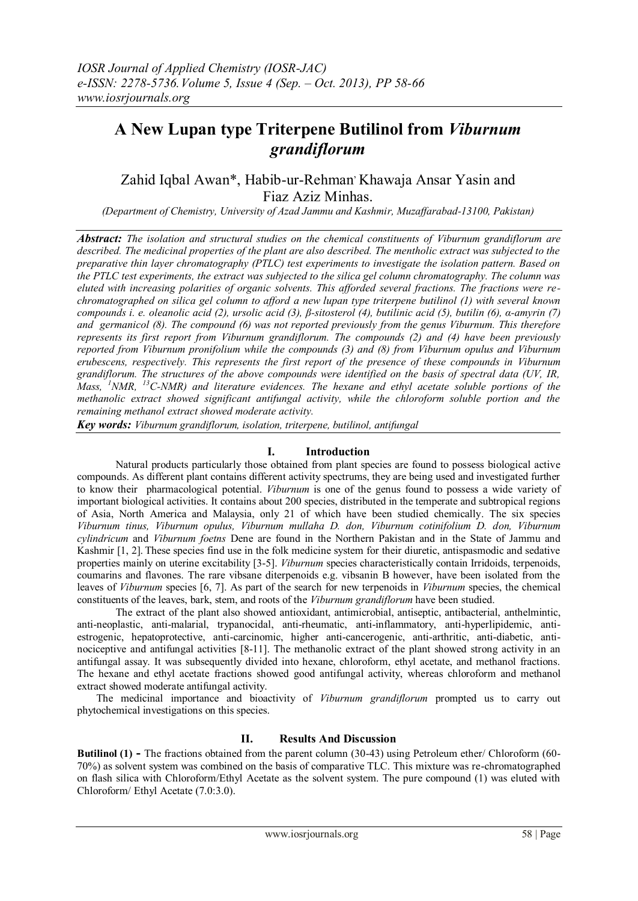# A New Lupan type Triterpene Butilinol from *Viburnum grandiflorum*

Zahid Iqbal Awan*, Habib-ur-Rehman, Khawaja Ansar Yasin and Fiaz Aziz Minhas.

*(Department of Chemistry, University of Azad Jammu and Kashmir, Muzaffarabad-13100, Pakistan)*

***Abstract:*** *The isolation and structural studies on the chemical constituents of Viburnum grandiflorum are described. The medicinal properties of the plant are also described. The mentholic extract was subjected to the preparative thin layer chromatography (PTLC) test experiments to investigate the isolation pattern. Based on the PTLC test experiments, the extract was subjected to the silica gel column chromatography. The column was eluted with increasing polarities of organic solvents. This afforded several fractions. The fractions were re-chromatographed on silica gel column to afford a new lupan type triterpene butilinol (1) with several known compounds i. e. oleanolic acid (2), ursolic acid (3), β-sitosterol (4), butilinic acid (5), butilin (6), α-amyrin (7) and germanicol (8). The compound (6) was not reported previously from the genus Viburnum. This therefore represents its first report from Viburnum grandiflorum. The compounds (2) and (4) have been previously reported from Viburnum pronifolium while the compounds (3) and (8) from Viburnum opulus and Viburnum erubescens, respectively. This represents the first report of the presence of these compounds in Viburnum grandiflorum. The structures of the above compounds were identified on the basis of spectral data (UV, IR, Mass, [1]NMR, [13]C-NMR) and literature evidences. The hexane and ethyl acetate soluble portions of the methanolic extract showed significant antifungal activity, while the chloroform soluble portion and the remaining methanol extract showed moderate activity.*

***Key words:*** *Viburnum grandiflorum, isolation, triterpene, butilinol, antifungal*

## I. Introduction

Natural products particularly those obtained from plant species are found to possess biological active compounds. As different plant contains different activity spectrums, they are being used and investigated further to know their pharmacological potential. *Viburnum* is one of the genus found to possess a wide variety of important biological activities. It contains about 200 species, distributed in the temperate and subtropical regions of Asia, North America and Malaysia, only 21 of which have been studied chemically. The six species *Viburnum tinus, Viburnum opulus, Viburnum mullaha D. don, Viburnum cotinifolium D. don, Viburnum cylindricum* and *Viburnum foetns* Dene are found in the Northern Pakistan and in the State of Jammu and Kashmir [1, 2]. These species find use in the folk medicine system for their diuretic, antispasmodic and sedative properties mainly on uterine excitability [3-5]. *Viburnum* species characteristically contain Irridoids, terpenoids, coumarins and flavones. The rare vibsane diterpenoids e.g. vibsanin B however, have been isolated from the leaves of *Viburnum* species [6, 7]. As part of the search for new terpenoids in *Viburnum* species, the chemical constituents of the leaves, bark, stem, and roots of the *Viburnum grandiflorum* have been studied.

The extract of the plant also showed antioxidant, antimicrobial, antiseptic, antibacterial, anthelmintic, anti-neoplastic, anti-malarial, trypanocidal, anti-rheumatic, anti-inflammatory, anti-hyperlipidemic, anti-estrogenic, hepatoprotective, anti-carcinomic, higher anti-cancerogenic, anti-arthritic, anti-diabetic, anti-nociceptive and antifungal activities [8-11]. The methanolic extract of the plant showed strong activity in an antifungal assay. It was subsequently divided into hexane, chloroform, ethyl acetate, and methanol fractions. The hexane and ethyl acetate fractions showed good antifungal activity, whereas chloroform and methanol extract showed moderate antifungal activity.

The medicinal importance and bioactivity of *Viburnum grandiflorum* prompted us to carry out phytochemical investigations on this species.

## II. Results And Discussion

**Butilinol (1) -** The fractions obtained from the parent column (30-43) using Petroleum ether/ Chloroform (60-70%) as solvent system was combined on the basis of comparative TLC. This mixture was re-chromatographed on flash silica with Chloroform/Ethyl Acetate as the solvent system. The pure compound (1) was eluted with Chloroform/ Ethyl Acetate (7.0:3.0).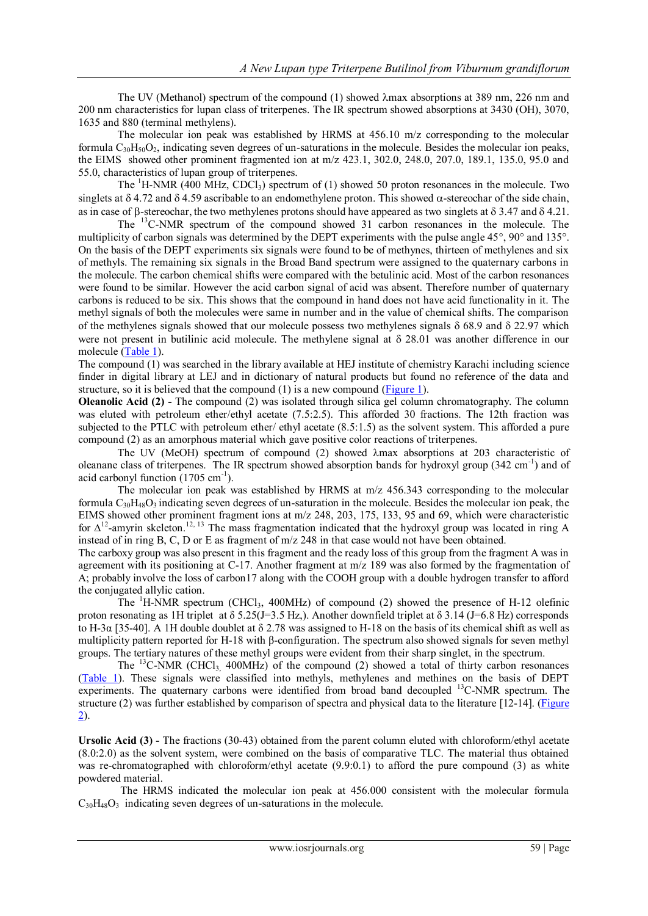The UV (Methanol) spectrum of the compound (1) showed λmax absorptions at 389 nm, 226 nm and 200 nm characteristics for lupan class of triterpenes. The IR spectrum showed absorptions at 3430 (OH), 3070, 1635 and 880 (terminal methylens).

The molecular ion peak was established by HRMS at 456.10 m/z corresponding to the molecular formula $C_{30}H_{50}O_2$, indicating seven degrees of un-saturations in the molecule. Besides the molecular ion peaks, the EIMS showed other prominent fragmented ion at m/z 423.1, 302.0, 248.0, 207.0, 189.1, 135.0, 95.0 and 55.0, characteristics of lupan group of triterpenes.

The $^1$H-NMR (400 MHz, $CDCl_3$) spectrum of (1) showed 50 proton resonances in the molecule. Two singlets at δ 4.72 and δ 4.59 ascribable to an endomethylene proton. This showed α-stereochar of the side chain, as in case of β-stereochar, the two methylenes protons should have appeared as two singlets at δ 3.47 and δ 4.21.

The $^{13}$C-NMR spectrum of the compound showed 31 carbon resonances in the molecule. The multiplicity of carbon signals was determined by the DEPT experiments with the pulse angle 45°, 90° and 135°. On the basis of the DEPT experiments six signals were found to be of methynes, thirteen of methylenes and six of methyls. The remaining six signals in the Broad Band spectrum were assigned to the quaternary carbons in the molecule. The carbon chemical shifts were compared with the betulinic acid. Most of the carbon resonances were found to be similar. However the acid carbon signal of acid was absent. Therefore number of quaternary carbons is reduced to be six. This shows that the compound in hand does not have acid functionality in it. The methyl signals of both the molecules were same in number and in the value of chemical shifts. The comparison of the methylenes signals showed that our molecule possess two methylenes signals δ 68.9 and δ 22.97 which were not present in butilinic acid molecule. The methylene signal at δ 28.01 was another difference in our molecule (Table 1).

The compound (1) was searched in the library available at HEJ institute of chemistry Karachi including science finder in digital library at LEJ and in dictionary of natural products but found no reference of the data and structure, so it is believed that the compound (1) is a new compound (Figure 1).

**Oleanolic Acid (2) -** The compound (2) was isolated through silica gel column chromatography. The column was eluted with petroleum ether/ethyl acetate (7.5:2.5). This afforded 30 fractions. The 12th fraction was subjected to the PTLC with petroleum ether/ ethyl acetate (8.5:1.5) as the solvent system. This afforded a pure compound (2) as an amorphous material which gave positive color reactions of triterpenes.

The UV (MeOH) spectrum of compound (2) showed λmax absorptions at 203 characteristic of oleanane class of triterpenes. The IR spectrum showed absorption bands for hydroxyl group (342 cm$^{-1}$) and of acid carbonyl function (1705 cm$^{-1}$).

The molecular ion peak was established by HRMS at m/z 456.343 corresponding to the molecular formula $C_{30}H_{48}O_3$ indicating seven degrees of un-saturation in the molecule. Besides the molecular ion peak, the EIMS showed other prominent fragment ions at m/z 248, 203, 175, 133, 95 and 69, which were characteristic for $\Delta^{12}$-amyrin skeleton.[12, 13] The mass fragmentation indicated that the hydroxyl group was located in ring A instead of in ring B, C, D or E as fragment of m/z 248 in that case would not have been obtained.

The carboxy group was also present in this fragment and the ready loss of this group from the fragment A was in agreement with its positioning at C-17. Another fragment at m/z 189 was also formed by the fragmentation of A; probably involve the loss of carbon17 along with the COOH group with a double hydrogen transfer to afford the conjugated allylic cation.

The $^1$H-NMR spectrum ($CHCl_3$, 400MHz) of compound (2) showed the presence of H-12 olefinic proton resonating as 1H triplet at δ 5.25(J=3.5 Hz,). Another downfield triplet at δ 3.14 (J=6.8 Hz) corresponds to H-3α [35-40]. A 1H double doublet at δ 2.78 was assigned to H-18 on the basis of its chemical shift as well as multiplicity pattern reported for H-18 with β-configuration. The spectrum also showed signals for seven methyl groups. The tertiary natures of these methyl groups were evident from their sharp singlet, in the spectrum.

The $^{13}$C-NMR ($CHCl_3$, 400MHz) of the compound (2) showed a total of thirty carbon resonances (Table 1). These signals were classified into methyls, methylenes and methines on the basis of DEPT experiments. The quaternary carbons were identified from broad band decoupled $^{13}$C-NMR spectrum. The structure (2) was further established by comparison of spectra and physical data to the literature [12-14]. (Figure 2).

**Ursolic Acid (3) -** The fractions (30-43) obtained from the parent column eluted with chloroform/ethyl acetate (8.0:2.0) as the solvent system, were combined on the basis of comparative TLC. The material thus obtained was re-chromatographed with chloroform/ethyl acetate (9.9:0.1) to afford the pure compound (3) as white powdered material.

The HRMS indicated the molecular ion peak at 456.000 consistent with the molecular formula $C_{30}H_{48}O_3$ indicating seven degrees of un-saturations in the molecule.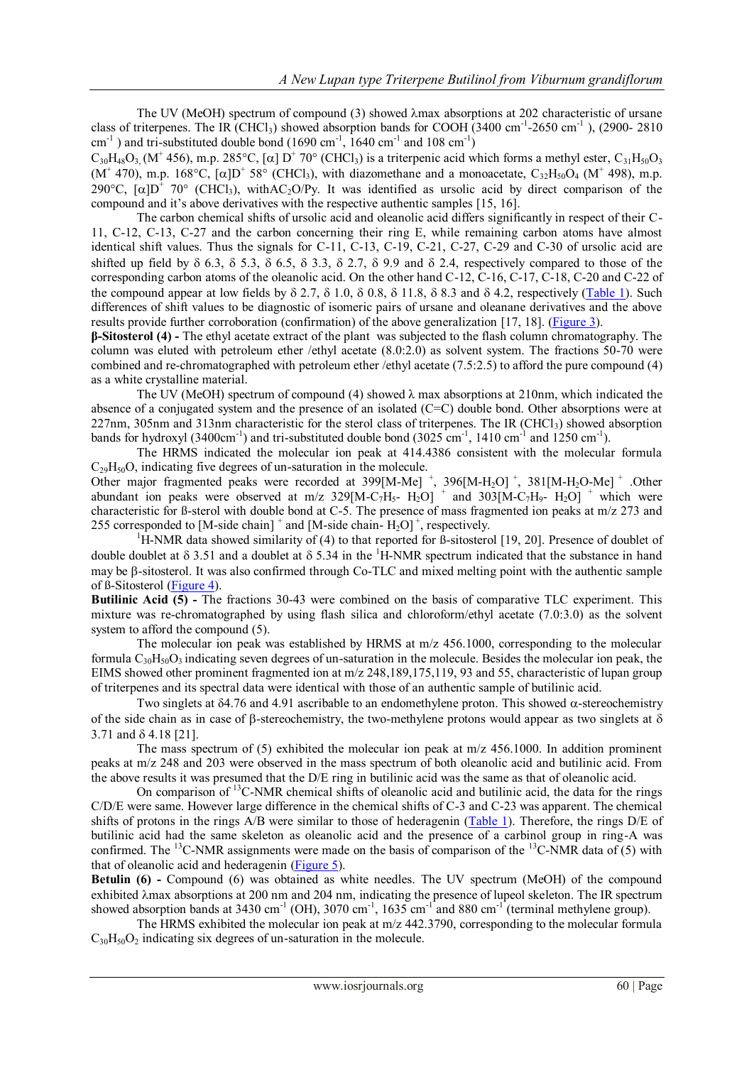The UV (MeOH) spectrum of compound (3) showed λmax absorptions at 202 characteristic of ursane class of triterpenes. The IR ($CHCl_3$) showed absorption bands for COOH (3400 $cm^{-1}$-2650 $cm^{-1}$ ), (2900- 2810 $cm^{-1}$ ) and tri-substituted double bond (1690 $cm^{-1}$, 1640 $cm^{-1}$ and 108 $cm^{-1}$)

$C_{30}H_{48}O_3$, ($M^+$ 456), m.p. 285°C, [α] $D^+$ 70° ($CHCl_3$) is a triterpenic acid which forms a methyl ester, $C_{31}H_{50}O_3$ ($M^+$ 470), m.p. 168°C, $[\alpha]D^+$ 58° ($CHCl_3$), with diazomethane and a monoacetate, $C_{32}H_{50}O_4$ ($M^+$ 498), m.p. 290°C, $[\alpha]D^+$ 70° ($CHCl_3$), with$AC_2O$/Py. It was identified as ursolic acid by direct comparison of the compound and it's above derivatives with the respective authentic samples [15, 16].

The carbon chemical shifts of ursolic acid and oleanolic acid differs significantly in respect of their C-11, C-12, C-13, C-27 and the carbon concerning their ring E, while remaining carbon atoms have almost identical shift values. Thus the signals for C-11, C-13, C-19, C-21, C-27, C-29 and C-30 of ursolic acid are shifted up field by δ 6.3, δ 5.3, δ 6.5, δ 3.3, δ 2.7, δ 9.9 and δ 2.4, respectively compared to those of the corresponding carbon atoms of the oleanolic acid. On the other hand C-12, C-16, C-17, C-18, C-20 and C-22 of the compound appear at low fields by δ 2.7, δ 1.0, δ 0.8, δ 11.8, δ 8.3 and δ 4.2, respectively (Table 1). Such differences of shift values to be diagnostic of isomeric pairs of ursane and oleanane derivatives and the above results provide further corroboration (confirmation) of the above generalization [17, 18]. (Figure 3).

**β-Sitosterol (4) -** The ethyl acetate extract of the plant was subjected to the flash column chromatography. The column was eluted with petroleum ether /ethyl acetate (8.0:2.0) as solvent system. The fractions 50-70 were combined and re-chromatographed with petroleum ether /ethyl acetate (7.5:2.5) to afford the pure compound (4) as a white crystalline material.

The UV (MeOH) spectrum of compound (4) showed λ max absorptions at 210nm, which indicated the absence of a conjugated system and the presence of an isolated (C=C) double bond. Other absorptions were at 227nm, 305nm and 313nm characteristic for the sterol class of triterpenes. The IR ($CHCl_3$) showed absorption bands for hydroxyl (3400$cm^{-1}$) and tri-substituted double bond (3025 $cm^{-1}$, 1410 $cm^{-1}$ and 1250 $cm^{-1}$).

The HRMS indicated the molecular ion peak at 414.4386 consistent with the molecular formula $C_{29}H_{50}O$, indicating five degrees of un-saturation in the molecule.

Other major fragmented peaks were recorded at 399$[M\text{-}Me]^+$, 396$[M\text{-}H_2O]^+$, 381$[M\text{-}H_2O\text{-}Me]^+$ .Other abundant ion peaks were observed at m/z 329$[M\text{-}C_7H_5\text{-} H_2O]^+$ and 303$[M\text{-}C_7H_9\text{-} H_2O]^+$ which were characteristic for ß-sterol with double bond at C-5. The presence of mass fragmented ion peaks at m/z 273 and 255 corresponded to $[M\text{-side chain}]^+$ and $[M\text{-side chain- }H_2O]^+$, respectively.

$^1$H-NMR data showed similarity of (4) to that reported for ß-sitosterol [19, 20]. Presence of doublet of double doublet at δ 3.51 and a doublet at δ 5.34 in the $^1$H-NMR spectrum indicated that the substance in hand may be β-sitosterol. It was also confirmed through Co-TLC and mixed melting point with the authentic sample of ß-Sitosterol (Figure 4).

**Butilinic Acid (5) -** The fractions 30-43 were combined on the basis of comparative TLC experiment. This mixture was re-chromatographed by using flash silica and chloroform/ethyl acetate (7.0:3.0) as the solvent system to afford the compound (5).

The molecular ion peak was established by HRMS at m/z 456.1000, corresponding to the molecular formula $C_{30}H_{50}O_3$ indicating seven degrees of un-saturation in the molecule. Besides the molecular ion peak, the EIMS showed other prominent fragmented ion at m/z 248,189,175,119, 93 and 55, characteristic of lupan group of triterpenes and its spectral data were identical with those of an authentic sample of butilinic acid.

Two singlets at δ4.76 and 4.91 ascribable to an endomethylene proton. This showed α-stereochemistry of the side chain as in case of β-stereochemistry, the two-methylene protons would appear as two singlets at δ 3.71 and δ 4.18 [21].

The mass spectrum of (5) exhibited the molecular ion peak at m/z 456.1000. In addition prominent peaks at m/z 248 and 203 were observed in the mass spectrum of both oleanolic acid and butilinic acid. From the above results it was presumed that the D/E ring in butilinic acid was the same as that of oleanolic acid.

On comparison of $^{13}$C-NMR chemical shifts of oleanolic acid and butilinic acid, the data for the rings C/D/E were same. However large difference in the chemical shifts of C-3 and C-23 was apparent. The chemical shifts of protons in the rings A/B were similar to those of hederagenin (Table 1). Therefore, the rings D/E of butilinic acid had the same skeleton as oleanolic acid and the presence of a carbinol group in ring-A was confirmed. The $^{13}$C-NMR assignments were made on the basis of comparison of the $^{13}$C-NMR data of (5) with that of oleanolic acid and hederagenin (Figure 5).

**Betulin (6) -** Compound (6) was obtained as white needles. The UV spectrum (MeOH) of the compound exhibited λmax absorptions at 200 nm and 204 nm, indicating the presence of lupeol skeleton. The IR spectrum showed absorption bands at 3430 $cm^{-1}$ (OH), 3070 $cm^{-1}$, 1635 $cm^{-1}$ and 880 $cm^{-1}$ (terminal methylene group).

The HRMS exhibited the molecular ion peak at m/z 442.3790, corresponding to the molecular formula $C_{30}H_{50}O_2$ indicating six degrees of un-saturation in the molecule.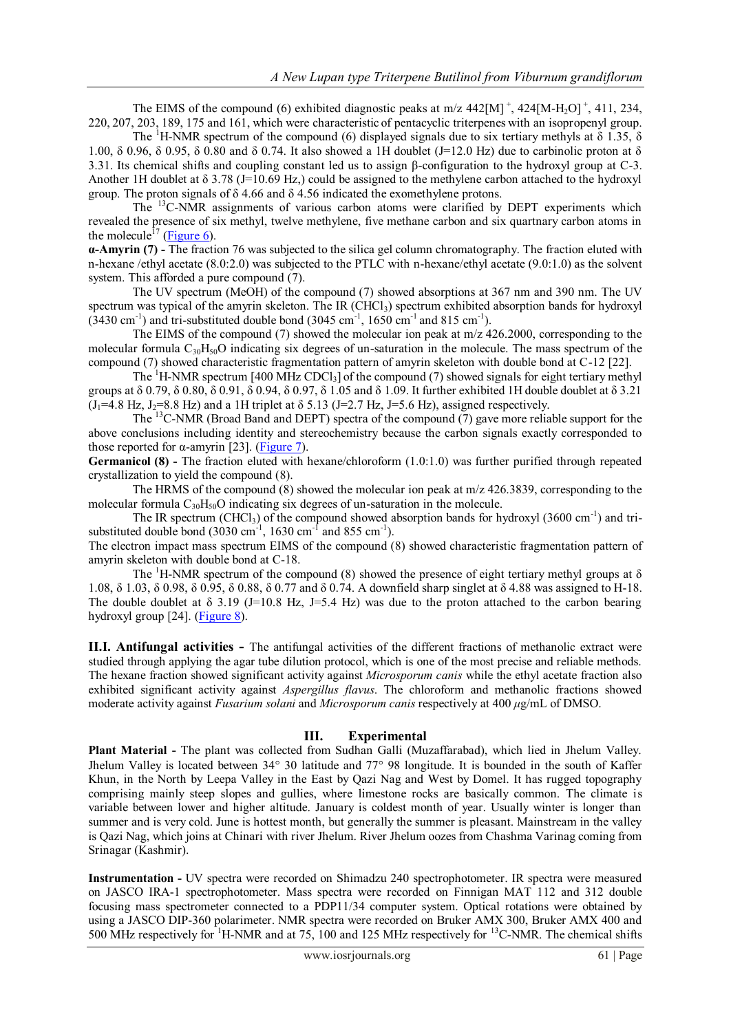The EIMS of the compound (6) exhibited diagnostic peaks at m/z 442[M] $^{+}$, 424[M-$H_2O$] $^{+}$, 411, 234, 220, 207, 203, 189, 175 and 161, which were characteristic of pentacyclic triterpenes with an isopropenyl group.

The $^{1}$H-NMR spectrum of the compound (6) displayed signals due to six tertiary methyls at δ 1.35, δ 1.00, δ 0.96, δ 0.95, δ 0.80 and δ 0.74. It also showed a 1H doublet (J=12.0 Hz) due to carbinolic proton at δ 3.31. Its chemical shifts and coupling constant led us to assign β-configuration to the hydroxyl group at C-3. Another 1H doublet at δ 3.78 (J=10.69 Hz,) could be assigned to the methylene carbon attached to the hydroxyl group. The proton signals of δ 4.66 and δ 4.56 indicated the exomethylene protons.

The $^{13}$C-NMR assignments of various carbon atoms were clarified by DEPT experiments which revealed the presence of six methyl, twelve methylene, five methane carbon and six quartnary carbon atoms in the molecule[17] (Figure 6).

**α-Amyrin (7) -** The fraction 76 was subjected to the silica gel column chromatography. The fraction eluted with n-hexane /ethyl acetate (8.0:2.0) was subjected to the PTLC with n-hexane/ethyl acetate (9.0:1.0) as the solvent system. This afforded a pure compound (7).

The UV spectrum (MeOH) of the compound (7) showed absorptions at 367 nm and 390 nm. The UV spectrum was typical of the amyrin skeleton. The IR ($CHCl_3$) spectrum exhibited absorption bands for hydroxyl (3430 cm$^{-1}$) and tri-substituted double bond (3045 cm$^{-1}$, 1650 cm$^{-1}$ and 815 cm$^{-1}$).

The EIMS of the compound (7) showed the molecular ion peak at m/z 426.2000, corresponding to the molecular formula $C_{30}H_{50}O$ indicating six degrees of un-saturation in the molecule. The mass spectrum of the compound (7) showed characteristic fragmentation pattern of amyrin skeleton with double bond at C-12 [22].

The $^{1}$H-NMR spectrum [400 MHz $CDCl_3$] of the compound (7) showed signals for eight tertiary methyl groups at δ 0.79, δ 0.80, δ 0.91, δ 0.94, δ 0.97, δ 1.05 and δ 1.09. It further exhibited 1H double doublet at δ 3.21 ($J_1$=4.8 Hz, $J_2$=8.8 Hz) and a 1H triplet at δ 5.13 (J=2.7 Hz, J=5.6 Hz), assigned respectively.

The $^{13}$C-NMR (Broad Band and DEPT) spectra of the compound (7) gave more reliable support for the above conclusions including identity and stereochemistry because the carbon signals exactly corresponded to those reported for α-amyrin [23]. (Figure 7).

**Germanicol (8) -** The fraction eluted with hexane/chloroform (1.0:1.0) was further purified through repeated crystallization to yield the compound (8).

The HRMS of the compound (8) showed the molecular ion peak at m/z 426.3839, corresponding to the molecular formula $C_{30}H_{50}O$ indicating six degrees of un-saturation in the molecule.

The IR spectrum ($CHCl_3$) of the compound showed absorption bands for hydroxyl (3600 cm$^{-1}$) and tri-substituted double bond (3030 cm$^{-1}$, 1630 cm$^{-1}$ and 855 cm$^{-1}$).

The electron impact mass spectrum EIMS of the compound (8) showed characteristic fragmentation pattern of amyrin skeleton with double bond at C-18.

The $^{1}$H-NMR spectrum of the compound (8) showed the presence of eight tertiary methyl groups at δ 1.08, δ 1.03, δ 0.98, δ 0.95, δ 0.88, δ 0.77 and δ 0.74. A downfield sharp singlet at δ 4.88 was assigned to H-18. The double doublet at δ 3.19 (J=10.8 Hz, J=5.4 Hz) was due to the proton attached to the carbon bearing hydroxyl group [24]. (Figure 8).

**II.I. Antifungal activities -** The antifungal activities of the different fractions of methanolic extract were studied through applying the agar tube dilution protocol, which is one of the most precise and reliable methods. The hexane fraction showed significant activity against *Microsporum canis* while the ethyl acetate fraction also exhibited significant activity against *Aspergillus flavus*. The chloroform and methanolic fractions showed moderate activity against *Fusarium solani* and *Microsporum canis* respectively at 400 μg/mL of DMSO.

## III. Experimental

**Plant Material -** The plant was collected from Sudhan Galli (Muzaffarabad), which lied in Jhelum Valley. Jhelum Valley is located between 34° 30 latitude and 77° 98 longitude. It is bounded in the south of Kaffer Khun, in the North by Leepa Valley in the East by Qazi Nag and West by Domel. It has rugged topography comprising mainly steep slopes and gullies, where limestone rocks are basically common. The climate is variable between lower and higher altitude. January is coldest month of year. Usually winter is longer than summer and is very cold. June is hottest month, but generally the summer is pleasant. Mainstream in the valley is Qazi Nag, which joins at Chinari with river Jhelum. River Jhelum oozes from Chashma Varinag coming from Srinagar (Kashmir).

**Instrumentation -** UV spectra were recorded on Shimadzu 240 spectrophotometer. IR spectra were measured on JASCO IRA-1 spectrophotometer. Mass spectra were recorded on Finnigan MAT 112 and 312 double focusing mass spectrometer connected to a PDP11/34 computer system. Optical rotations were obtained by using a JASCO DIP-360 polarimeter. NMR spectra were recorded on Bruker AMX 300, Bruker AMX 400 and 500 MHz respectively for $^{1}$H-NMR and at 75, 100 and 125 MHz respectively for $^{13}$C-NMR. The chemical shifts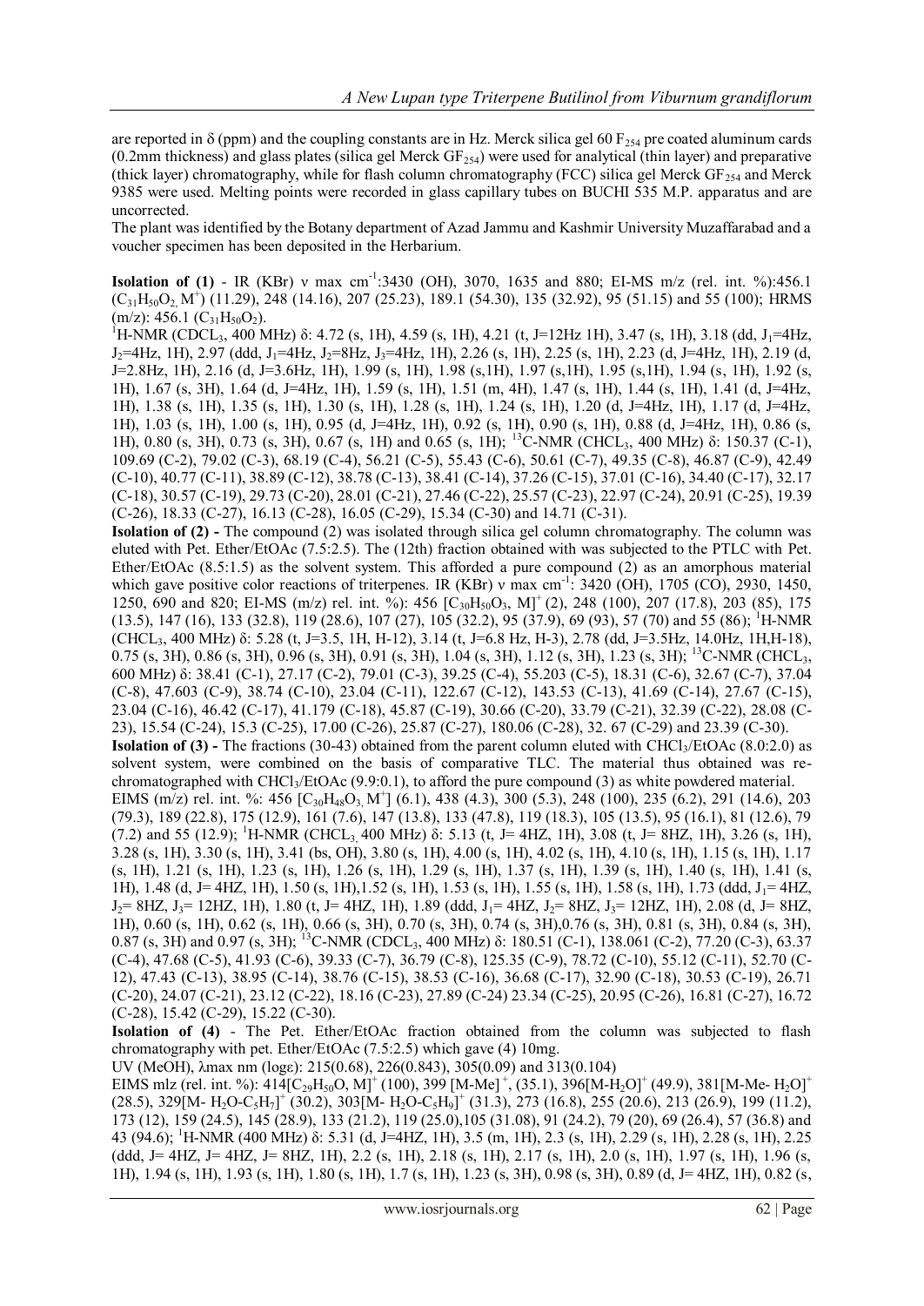are reported in δ (ppm) and the coupling constants are in Hz. Merck silica gel 60 $F_{254}$ pre coated aluminum cards (0.2mm thickness) and glass plates (silica gel Merck $GF_{254}$) were used for analytical (thin layer) and preparative (thick layer) chromatography, while for flash column chromatography (FCC) silica gel Merck $GF_{254}$ and Merck 9385 were used. Melting points were recorded in glass capillary tubes on BUCHI 535 M.P. apparatus and are uncorrected.

The plant was identified by the Botany department of Azad Jammu and Kashmir University Muzaffarabad and a voucher specimen has been deposited in the Herbarium.

**Isolation of (1)** - IR (KBr) ν max $cm^{-1}$:3430 (OH), 3070, 1635 and 880; EI-MS m/z (rel. int. %):456.1 ($C_{31}H_{50}O_2$, $M^+$) (11.29), 248 (14.16), 207 (25.23), 189.1 (54.30), 135 (32.92), 95 (51.15) and 55 (100); HRMS (m/z): 456.1 ($C_{31}H_{50}O_2$).

$^1$H-NMR ($CDCL_3$, 400 MHz) δ: 4.72 (s, 1H), 4.59 (s, 1H), 4.21 (t, J=12Hz 1H), 3.47 (s, 1H), 3.18 (dd, $J_1$=4Hz, $J_2$=4Hz, 1H), 2.97 (ddd, $J_1$=4Hz, $J_2$=8Hz, $J_3$=4Hz, 1H), 2.26 (s, 1H), 2.25 (s, 1H), 2.23 (d, J=4Hz, 1H), 2.19 (d, J=2.8Hz, 1H), 2.16 (d, J=3.6Hz, 1H), 1.99 (s, 1H), 1.98 (s,1H), 1.97 (s,1H), 1.95 (s,1H), 1.94 (s, 1H), 1.92 (s, 1H), 1.67 (s, 3H), 1.64 (d, J=4Hz, 1H), 1.59 (s, 1H), 1.51 (m, 4H), 1.47 (s, 1H), 1.44 (s, 1H), 1.41 (d, J=4Hz, 1H), 1.38 (s, 1H), 1.35 (s, 1H), 1.30 (s, 1H), 1.28 (s, 1H), 1.24 (s, 1H), 1.20 (d, J=4Hz, 1H), 1.17 (d, J=4Hz, 1H), 1.03 (s, 1H), 1.00 (s, 1H), 0.95 (d, J=4Hz, 1H), 0.92 (s, 1H), 0.90 (s, 1H), 0.88 (d, J=4Hz, 1H), 0.86 (s, 1H), 0.80 (s, 3H), 0.73 (s, 1H), 0.67 (s, 1H) and 0.65 (s, 1H); $^{13}$C-NMR ($CHCL_3$, 400 MHz) δ: 150.37 (C-1), 109.69 (C-2), 79.02 (C-3), 68.19 (C-4), 56.21 (C-5), 55.43 (C-6), 50.61 (C-7), 49.35 (C-8), 46.87 (C-9), 42.49 (C-10), 40.77 (C-11), 38.89 (C-12), 38.78 (C-13), 38.41 (C-14), 37.26 (C-15), 37.01 (C-16), 34.40 (C-17), 32.17 (C-18), 30.57 (C-19), 29.73 (C-20), 28.01 (C-21), 27.46 (C-22), 25.57 (C-23), 22.97 (C-24), 20.91 (C-25), 19.39 (C-26), 18.33 (C-27), 16.13 (C-28), 16.05 (C-29), 15.34 (C-30) and 14.71 (C-31).

**Isolation of (2) -** The compound (2) was isolated through silica gel column chromatography. The column was eluted with Pet. Ether/EtOAc (7.5:2.5). The (12th) fraction obtained with was subjected to the PTLC with Pet. Ether/EtOAc (8.5:1.5) as the solvent system. This afforded a pure compound (2) as an amorphous material which gave positive color reactions of triterpenes. IR (KBr) ν max $cm^{-1}$: 3420 (OH), 1705 (CO), 2930, 1450, 1250, 690 and 820; EI-MS (m/z) rel. int. %): 456 $[C_{30}H_{50}O_3, M]^+$ (2), 248 (100), 207 (17.8), 203 (85), 175 (13.5), 147 (16), 133 (32.8), 119 (28.6), 107 (27), 105 (32.2), 95 (37.9), 69 (93), 57 (70) and 55 (86); $^1$H-NMR ($CHCL_3$, 400 MHz) δ: 5.28 (t, J=3.5, 1H, H-12), 3.14 (t, J=6.8 Hz, H-3), 2.78 (dd, J=3.5Hz, 14.0Hz, 1H,H-18), 0.75 (s, 3H), 0.86 (s, 3H), 0.96 (s, 3H), 0.91 (s, 3H), 1.04 (s, 3H), 1.12 (s, 3H), 1.23 (s, 3H); $^{13}$C-NMR ($CHCL_3$, 600 MHz) δ: 38.41 (C-1), 27.17 (C-2), 79.01 (C-3), 39.25 (C-4), 55.203 (C-5), 18.31 (C-6), 32.67 (C-7), 37.04 (C-8), 47.603 (C-9), 38.74 (C-10), 23.04 (C-11), 122.67 (C-12), 143.53 (C-13), 41.69 (C-14), 27.67 (C-15), 23.04 (C-16), 46.42 (C-17), 41.179 (C-18), 45.87 (C-19), 30.66 (C-20), 33.79 (C-21), 32.39 (C-22), 28.08 (C-23), 15.54 (C-24), 15.3 (C-25), 17.00 (C-26), 25.87 (C-27), 180.06 (C-28), 32. 67 (C-29) and 23.39 (C-30).

**Isolation of (3) -** The fractions (30-43) obtained from the parent column eluted with $CHCl_3$/EtOAc (8.0:2.0) as solvent system, were combined on the basis of comparative TLC. The material thus obtained was re-chromatographed with $CHCl_3$/EtOAc (9.9:0.1), to afford the pure compound (3) as white powdered material.

EIMS (m/z) rel. int. %: 456 $[C_{30}H_{48}O_3, M^+]$ (6.1), 438 (4.3), 300 (5.3), 248 (100), 235 (6.2), 291 (14.6), 203 (79.3), 189 (22.8), 175 (12.9), 161 (7.6), 147 (13.8), 133 (47.8), 119 (18.3), 105 (13.5), 95 (16.1), 81 (12.6), 79 (7.2) and 55 (12.9); $^1$H-NMR ($CHCL_3$, 400 MHz) δ: 5.13 (t, J= 4HZ, 1H), 3.08 (t, J= 8HZ, 1H), 3.26 (s, 1H), 3.28 (s, 1H), 3.30 (s, 1H), 3.41 (bs, OH), 3.80 (s, 1H), 4.00 (s, 1H), 4.02 (s, 1H), 4.10 (s, 1H), 1.15 (s, 1H), 1.17 (s, 1H), 1.21 (s, 1H), 1.23 (s, 1H), 1.26 (s, 1H), 1.29 (s, 1H), 1.37 (s, 1H), 1.39 (s, 1H), 1.40 (s, 1H), 1.41 (s, 1H), 1.48 (d, J= 4HZ, 1H), 1.50 (s, 1H),1.52 (s, 1H), 1.53 (s, 1H), 1.55 (s, 1H), 1.58 (s, 1H), 1.73 (ddd, $J_1$= 4HZ, $J_2$= 8HZ, $J_3$= 12HZ, 1H), 1.80 (t, J= 4HZ, 1H), 1.89 (ddd, $J_1$= 4HZ, $J_2$= 8HZ, $J_3$= 12HZ, 1H), 2.08 (d, J= 8HZ, 1H), 0.60 (s, 1H), 0.62 (s, 1H), 0.66 (s, 3H), 0.70 (s, 3H), 0.74 (s, 3H),0.76 (s, 3H), 0.81 (s, 3H), 0.84 (s, 3H), 0.87 (s, 3H) and 0.97 (s, 3H); $^{13}$C-NMR ($CDCL_3$, 400 MHz) δ: 180.51 (C-1), 138.061 (C-2), 77.20 (C-3), 63.37 (C-4), 47.68 (C-5), 41.93 (C-6), 39.33 (C-7), 36.79 (C-8), 125.35 (C-9), 78.72 (C-10), 55.12 (C-11), 52.70 (C-12), 47.43 (C-13), 38.95 (C-14), 38.76 (C-15), 38.53 (C-16), 36.68 (C-17), 32.90 (C-18), 30.53 (C-19), 26.71 (C-20), 24.07 (C-21), 23.12 (C-22), 18.16 (C-23), 27.89 (C-24) 23.34 (C-25), 20.95 (C-26), 16.81 (C-27), 16.72 (C-28), 15.42 (C-29), 15.22 (C-30).

**Isolation of (4)** - The Pet. Ether/EtOAc fraction obtained from the column was subjected to flash chromatography with pet. Ether/EtOAc (7.5:2.5) which gave (4) 10mg.

UV (MeOH), λmax nm (logε): 215(0.68), 226(0.843), 305(0.09) and 313(0.104)

EIMS mlz (rel. int. %): 414$[C_{29}H_{50}O, M]^+$ (100), 399 $[M\text{-}Me]^+$, (35.1), 396$[M\text{-}H_2O]^+$ (49.9), 381$[M\text{-}Me\text{-}H_2O]^+$ (28.5), 329$[M\text{-}H_2O\text{-}C_5H_7]^+$ (30.2), 303$[M\text{-}H_2O\text{-}C_5H_9]^+$ (31.3), 273 (16.8), 255 (20.6), 213 (26.9), 199 (11.2), 173 (12), 159 (24.5), 145 (28.9), 133 (21.2), 119 (25.0),105 (31.08), 91 (24.2), 79 (20), 69 (26.4), 57 (36.8) and 43 (94.6); $^1$H-NMR (400 MHz) δ: 5.31 (d, J=4HZ, 1H), 3.5 (m, 1H), 2.3 (s, 1H), 2.29 (s, 1H), 2.28 (s, 1H), 2.25 (ddd, J= 4HZ, J= 4HZ, J= 8HZ, 1H), 2.2 (s, 1H), 2.18 (s, 1H), 2.17 (s, 1H), 2.0 (s, 1H), 1.97 (s, 1H), 1.96 (s, 1H), 1.94 (s, 1H), 1.93 (s, 1H), 1.80 (s, 1H), 1.7 (s, 1H), 1.23 (s, 3H), 0.98 (s, 3H), 0.89 (d, J= 4HZ, 1H), 0.82 (s,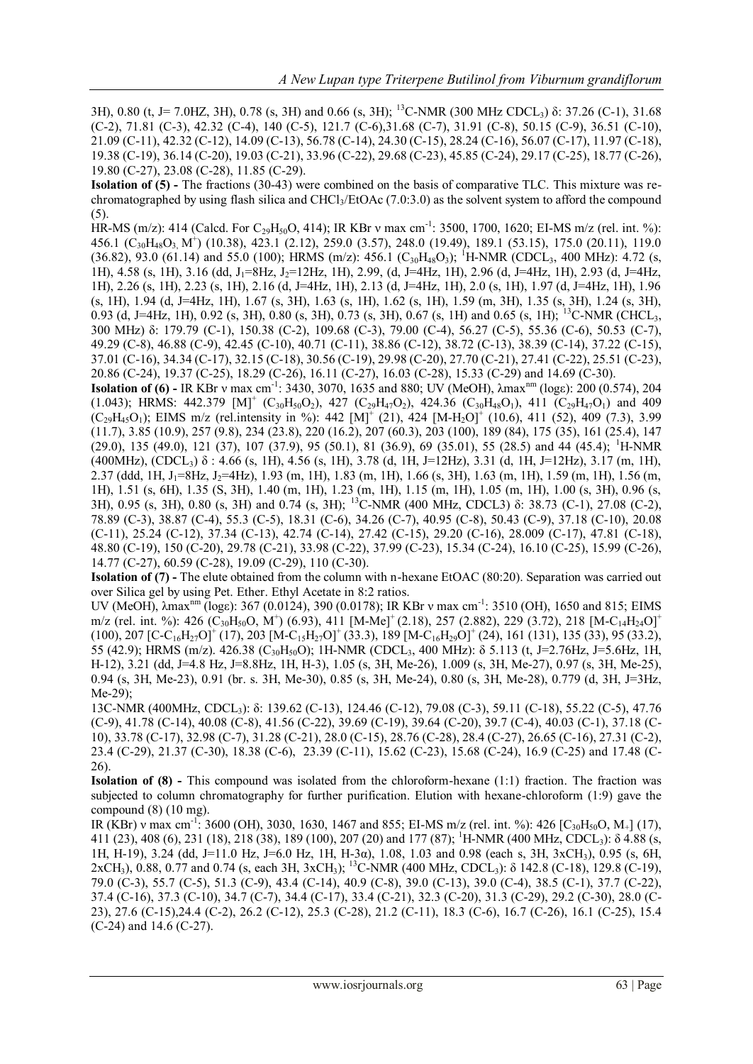3H), 0.80 (t, J= 7.0HZ, 3H), 0.78 (s, 3H) and 0.66 (s, 3H); $^{13}$C-NMR (300 MHz $CDCl_3$) δ: 37.26 (C-1), 31.68 (C-2), 71.81 (C-3), 42.32 (C-4), 140 (C-5), 121.7 (C-6),31.68 (C-7), 31.91 (C-8), 50.15 (C-9), 36.51 (C-10), 21.09 (C-11), 42.32 (C-12), 14.09 (C-13), 56.78 (C-14), 24.30 (C-15), 28.24 (C-16), 56.07 (C-17), 11.97 (C-18), 19.38 (C-19), 36.14 (C-20), 19.03 (C-21), 33.96 (C-22), 29.68 (C-23), 45.85 (C-24), 29.17 (C-25), 18.77 (C-26), 19.80 (C-27), 23.08 (C-28), 11.85 (C-29).

**Isolation of (5) -** The fractions (30-43) were combined on the basis of comparative TLC. This mixture was re-chromatographed by using flash silica and $CHCl_3$/EtOAc (7.0:3.0) as the solvent system to afford the compound (5).

HR-MS (m/z): 414 (Calcd. For $C_{29}H_{50}O$, 414); IR KBr ν max cm$^{-1}$: 3500, 1700, 1620; EI-MS m/z (rel. int. %): 456.1 ($C_{30}H_{48}O_3$, M$^+$) (10.38), 423.1 (2.12), 259.0 (3.57), 248.0 (19.49), 189.1 (53.15), 175.0 (20.11), 119.0 (36.82), 93.0 (61.14) and 55.0 (100); HRMS (m/z): 456.1 ($C_{30}H_{48}O_3$); $^1$H-NMR ($CDCL_3$, 400 MHz): 4.72 (s, 1H), 4.58 (s, 1H), 3.16 (dd, $J_1$=8Hz, $J_2$=12Hz, 1H), 2.99, (d, J=4Hz, 1H), 2.96 (d, J=4Hz, 1H), 2.93 (d, J=4Hz, 1H), 2.26 (s, 1H), 2.23 (s, 1H), 2.16 (d, J=4Hz, 1H), 2.13 (d, J=4Hz, 1H), 2.0 (s, 1H), 1.97 (d, J=4Hz, 1H), 1.96 (s, 1H), 1.94 (d, J=4Hz, 1H), 1.67 (s, 3H), 1.63 (s, 1H), 1.62 (s, 1H), 1.59 (m, 3H), 1.35 (s, 3H), 1.24 (s, 3H), 0.93 (d, J=4Hz, 1H), 0.92 (s, 3H), 0.80 (s, 3H), 0.73 (s, 3H), 0.67 (s, 1H) and 0.65 (s, 1H); $^{13}$C-NMR ($CHCL_3$, 300 MHz) δ: 179.79 (C-1), 150.38 (C-2), 109.68 (C-3), 79.00 (C-4), 56.27 (C-5), 55.36 (C-6), 50.53 (C-7), 49.29 (C-8), 46.88 (C-9), 42.45 (C-10), 40.71 (C-11), 38.86 (C-12), 38.72 (C-13), 38.39 (C-14), 37.22 (C-15), 37.01 (C-16), 34.34 (C-17), 32.15 (C-18), 30.56 (C-19), 29.98 (C-20), 27.70 (C-21), 27.41 (C-22), 25.51 (C-23), 20.86 (C-24), 19.37 (C-25), 18.29 (C-26), 16.11 (C-27), 16.03 (C-28), 15.33 (C-29) and 14.69 (C-30).

**Isolation of (6) -** IR KBr ν max cm$^{-1}$: 3430, 3070, 1635 and 880; UV (MeOH), λmax$^{nm}$ (logε): 200 (0.574), 204 (1.043); HRMS: 442.379 [M]$^+$ ($C_{30}H_{50}O_2$), 427 ($C_{29}H_{47}O_2$), 424.36 ($C_{30}H_{48}O_1$), 411 ($C_{29}H_{47}O_1$) and 409 ($C_{29}H_{45}O_1$); EIMS m/z (rel.intensity in %): 442 [M]$^+$ (21), 424 [M-$H_2O$]$^+$ (10.6), 411 (52), 409 (7.3), 3.99 (11.7), 3.85 (10.9), 257 (9.8), 234 (23.8), 220 (16.2), 207 (60.3), 203 (100), 189 (84), 175 (35), 161 (25.4), 147 (29.0), 135 (49.0), 121 (37), 107 (37.9), 95 (50.1), 81 (36.9), 69 (35.01), 55 (28.5) and 44 (45.4); $^1$H-NMR (400MHz), ($CDCL_3$) δ : 4.66 (s, 1H), 4.56 (s, 1H), 3.78 (d, 1H, J=12Hz), 3.31 (d, 1H, J=12Hz), 3.17 (m, 1H), 2.37 (ddd, 1H, $J_1$=8Hz, $J_2$=4Hz), 1.93 (m, 1H), 1.83 (m, 1H), 1.66 (s, 3H), 1.63 (m, 1H), 1.59 (m, 1H), 1.56 (m, 1H), 1.51 (s, 6H), 1.35 (S, 3H), 1.40 (m, 1H), 1.23 (m, 1H), 1.15 (m, 1H), 1.05 (m, 1H), 1.00 (s, 3H), 0.96 (s, 3H), 0.95 (s, 3H), 0.80 (s, 3H) and 0.74 (s, 3H); $^{13}$C-NMR (400 MHz, CDCL3) δ: 38.73 (C-1), 27.08 (C-2), 78.89 (C-3), 38.87 (C-4), 55.3 (C-5), 18.31 (C-6), 34.26 (C-7), 40.95 (C-8), 50.43 (C-9), 37.18 (C-10), 20.08 (C-11), 25.24 (C-12), 37.34 (C-13), 42.74 (C-14), 27.42 (C-15), 29.20 (C-16), 28.009 (C-17), 47.81 (C-18), 48.80 (C-19), 150 (C-20), 29.78 (C-21), 33.98 (C-22), 37.99 (C-23), 15.34 (C-24), 16.10 (C-25), 15.99 (C-26), 14.77 (C-27), 60.59 (C-28), 19.09 (C-29), 110 (C-30).

**Isolation of (7) -** The elute obtained from the column with n-hexane EtOAC (80:20). Separation was carried out over Silica gel by using Pet. Ether. Ethyl Acetate in 8:2 ratios.

UV (MeOH), λmax$^{nm}$ (logε): 367 (0.0124), 390 (0.0178); IR KBr ν max cm$^{-1}$: 3510 (OH), 1650 and 815; EIMS m/z (rel. int. %): 426 ($C_{30}H_{50}O$, M$^+$) (6.93), 411 [M-Me]$^+$ (2.18), 257 (2.882), 229 (3.72), 218 [M-$C_{14}H_{24}O$]$^+$ (100), 207 [C-$C_{16}H_{27}O$]$^+$ (17), 203 [M-$C_{15}H_{27}O$]$^+$ (33.3), 189 [M-$C_{16}H_{29}O$]$^+$ (24), 161 (131), 135 (33), 95 (33.2), 55 (42.9); HRMS (m/z). 426.38 ($C_{30}H_{50}O$); 1H-NMR ($CDCL_3$, 400 MHz): δ 5.113 (t, J=2.76Hz, J=5.6Hz, 1H, H-12), 3.21 (dd, J=4.8 Hz, J=8.8Hz, 1H, H-3), 1.05 (s, 3H, Me-26), 1.009 (s, 3H, Me-27), 0.97 (s, 3H, Me-25), 0.94 (s, 3H, Me-23), 0.91 (br. s. 3H, Me-30), 0.85 (s, 3H, Me-24), 0.80 (s, 3H, Me-28), 0.779 (d, 3H, J=3Hz, Me-29);

13C-NMR (400MHz, $CDCL_3$): δ: 139.62 (C-13), 124.46 (C-12), 79.08 (C-3), 59.11 (C-18), 55.22 (C-5), 47.76 (C-9), 41.78 (C-14), 40.08 (C-8), 41.56 (C-22), 39.69 (C-19), 39.64 (C-20), 39.7 (C-4), 40.03 (C-1), 37.18 (C-10), 33.78 (C-17), 32.98 (C-7), 31.28 (C-21), 28.0 (C-15), 28.76 (C-28), 28.4 (C-27), 26.65 (C-16), 27.31 (C-2), 23.4 (C-29), 21.37 (C-30), 18.38 (C-6), 23.39 (C-11), 15.62 (C-23), 15.68 (C-24), 16.9 (C-25) and 17.48 (C-26).

**Isolation of (8) -** This compound was isolated from the chloroform-hexane (1:1) fraction. The fraction was subjected to column chromatography for further purification. Elution with hexane-chloroform (1:9) gave the compound (8) (10 mg).

IR (KBr) ν max cm$^{-1}$: 3600 (OH), 3030, 1630, 1467 and 855; EI-MS m/z (rel. int. %): 426 [$C_{30}H_{50}O$, M+] (17), 411 (23), 408 (6), 231 (18), 218 (38), 189 (100), 207 (20) and 177 (87); $^1$H-NMR (400 MHz, $CDCL_3$): δ 4.88 (s, 1H, H-19), 3.24 (dd, J=11.0 Hz, J=6.0 Hz, 1H, H-3α), 1.08, 1.03 and 0.98 (each s, 3H, 3x$CH_3$), 0.95 (s, 6H, 2x$CH_3$), 0.88, 0.77 and 0.74 (s, each 3H, 3x$CH_3$); $^{13}$C-NMR (400 MHz, $CDCL_3$): δ 142.8 (C-18), 129.8 (C-19), 79.0 (C-3), 55.7 (C-5), 51.3 (C-9), 43.4 (C-14), 40.9 (C-8), 39.0 (C-13), 39.0 (C-4), 38.5 (C-1), 37.7 (C-22), 37.4 (C-16), 37.3 (C-10), 34.7 (C-7), 34.4 (C-17), 33.4 (C-21), 32.3 (C-20), 31.3 (C-29), 29.2 (C-30), 28.0 (C-23), 27.6 (C-15),24.4 (C-2), 26.2 (C-12), 25.3 (C-28), 21.2 (C-11), 18.3 (C-6), 16.7 (C-26), 16.1 (C-25), 15.4 (C-24) and 14.6 (C-27).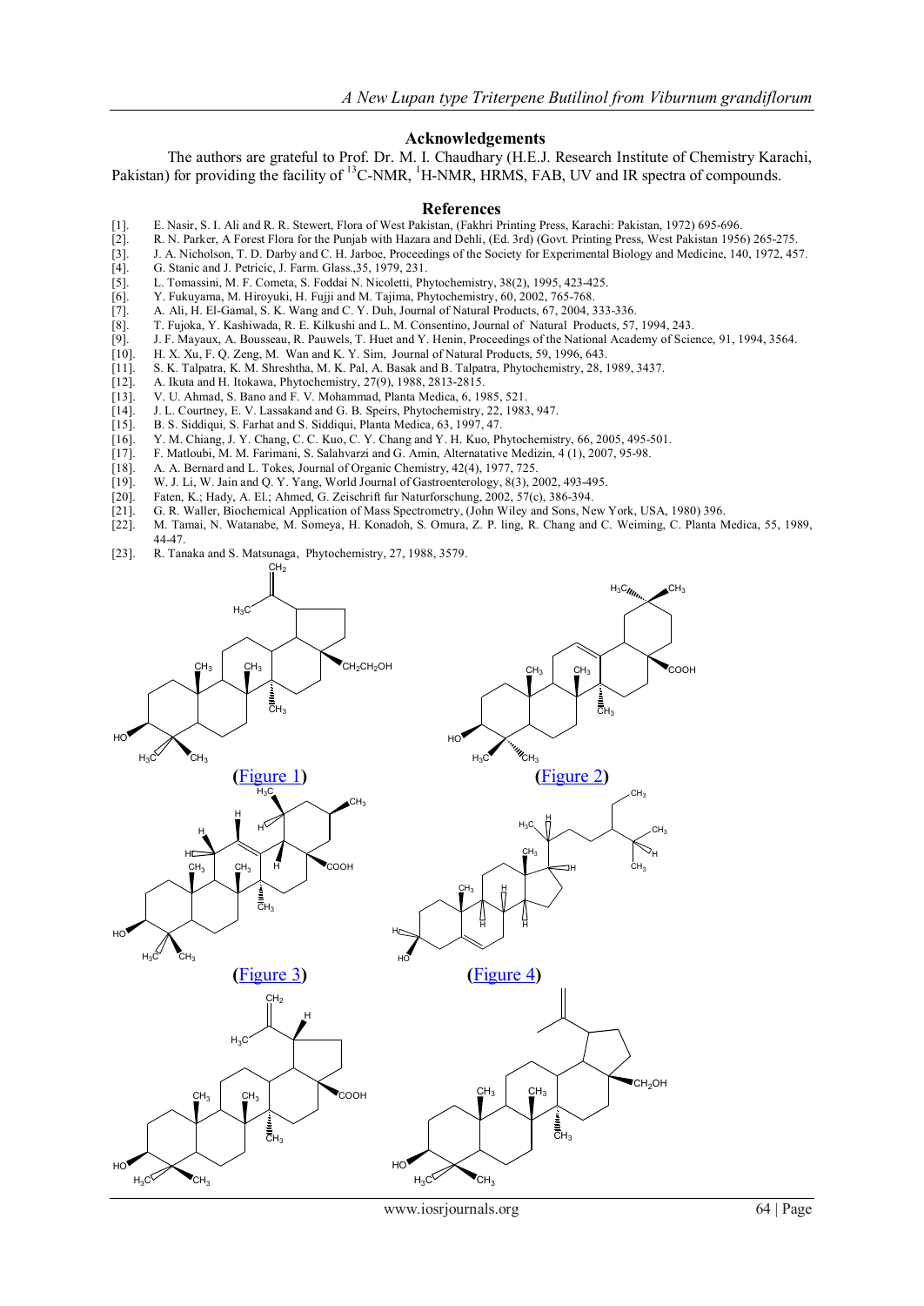### Acknowledgements

The authors are grateful to Prof. Dr. M. I. Chaudhary (H.E.J. Research Institute of Chemistry Karachi, Pakistan) for providing the facility of $^{13}$C-NMR, $^{1}$H-NMR, HRMS, FAB, UV and IR spectra of compounds.

### References

[1]. E. Nasir, S. I. Ali and R. R. Stewert, Flora of West Pakistan, (Fakhri Printing Press, Karachi: Pakistan, 1972) 695-696.
[2]. R. N. Parker, A Forest Flora for the Punjab with Hazara and Dehli, (Ed. 3rd) (Govt. Printing Press, West Pakistan 1956) 265-275.
[3]. J. A. Nicholson, T. D. Darby and C. H. Jarboe, Proceedings of the Society for Experimental Biology and Medicine, 140, 1972, 457.
[4]. G. Stanic and J. Petricic, J. Farm. Glass.,35, 1979, 231.
[5]. L. Tomassini, M. F. Cometa, S. Foddai N. Nicoletti, Phytochemistry, 38(2), 1995, 423-425.
[6]. Y. Fukuyama, M. Hiroyuki, H. Fujji and M. Tajima, Phytochemistry, 60, 2002, 765-768.
[7]. A. Ali, H. El-Gamal, S. K. Wang and C. Y. Duh, Journal of Natural Products, 67, 2004, 333-336.
[8]. T. Fujoka, Y. Kashiwada, R. E. Kilkushi and L. M. Consentino, Journal of Natural Products, 57, 1994, 243.
[9]. J. F. Mayaux, A. Bousseau, R. Pauwels, T. Huet and Y. Henin, Proceedings of the National Academy of Science, 91, 1994, 3564.
[10]. H. X. Xu, F. Q. Zeng, M. Wan and K. Y. Sim, Journal of Natural Products, 59, 1996, 643.
[11]. S. K. Talpatra, K. M. Shreshtha, M. K. Pal, A. Basak and B. Talpatra, Phytochemistry, 28, 1989, 3437.
[12]. A. Ikuta and H. Itokawa, Phytochemistry, 27(9), 1988, 2813-2815.
[13]. V. U. Ahmad, S. Bano and F. V. Mohammad, Planta Medica, 6, 1985, 521.
[14]. J. L. Courtney, E. V. Lassakand and G. B. Speirs, Phytochemistry, 22, 1983, 947.
[15]. B. S. Siddiqui, S. Farhat and S. Siddiqui, Planta Medica, 63, 1997, 47.
[16]. Y. M. Chiang, J. Y. Chang, C. C. Kuo, C. Y. Chang and Y. H. Kuo, Phytochemistry, 66, 2005, 495-501.
[17]. F. Matloubi, M. M. Farimani, S. Salahvarzi and G. Amin, Alternatative Medizin, 4 (1), 2007, 95-98.
[18]. A. A. Bernard and L. Tokes, Journal of Organic Chemistry, 42(4), 1977, 725.
[19]. W. J. Li, W. Jain and Q. Y. Yang, World Journal of Gastroenterology, 8(3), 2002, 493-495.
[20]. Faten, K.; Hady, A. El.; Ahmed, G. Zeischrift fur Naturforschung, 2002, 57(c), 386-394.
[21]. G. R. Waller, Biochemical Application of Mass Spectrometry, (John Wiley and Sons, New York, USA, 1980) 396.
[22]. M. Tamai, N. Watanabe, M. Someya, H. Konadoh, S. Omura, Z. P. ling, R. Chang and C. Weiming, C. Planta Medica, 55, 1989, 44-47.
[23]. R. Tanaka and S. Matsunaga, Phytochemistry, 27, 1988, 3579.

(Figure 1)

(Figure 2)

(Figure 3)

(Figure 4)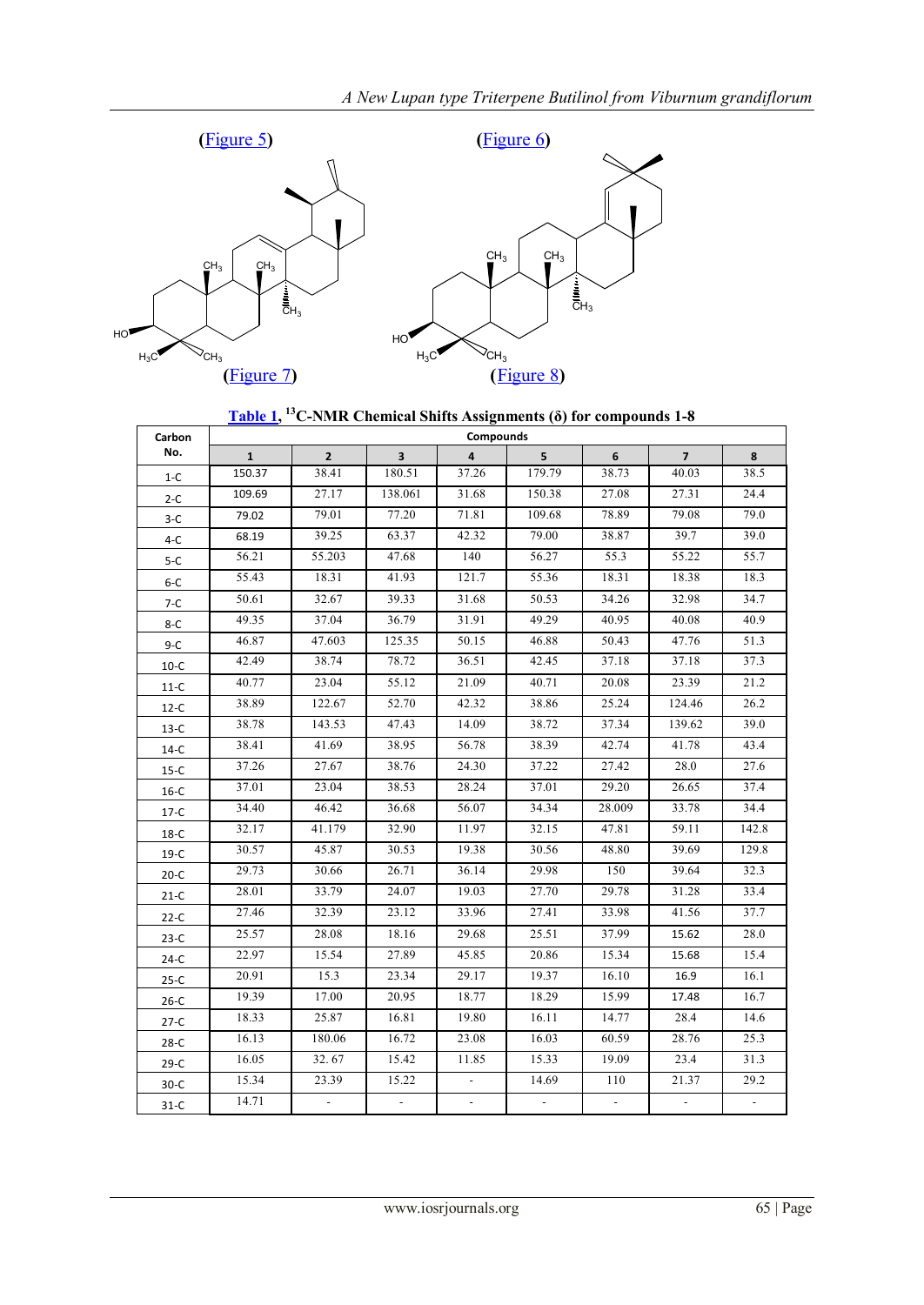**(Figure 5)** **(Figure 6)**

**(Figure 7)** **(Figure 8)**

**Table 1**, [13]C-NMR Chemical Shifts Assignments (δ) for compounds 1-8

| Carbon No. | Compounds | | | | | | | |
|---|---|---|---|---|---|---|---|---|
| | 1 | 2 | 3 | 4 | 5 | 6 | 7 | 8 |
| 1-C | 150.37 | 38.41 | 180.51 | 37.26 | 179.79 | 38.73 | 40.03 | 38.5 |
| 2-C | 109.69 | 27.17 | 138.061 | 31.68 | 150.38 | 27.08 | 27.31 | 24.4 |
| 3-C | 79.02 | 79.01 | 77.20 | 71.81 | 109.68 | 78.89 | 79.08 | 79.0 |
| 4-C | 68.19 | 39.25 | 63.37 | 42.32 | 79.00 | 38.87 | 39.7 | 39.0 |
| 5-C | 56.21 | 55.203 | 47.68 | 140 | 56.27 | 55.3 | 55.22 | 55.7 |
| 6-C | 55.43 | 18.31 | 41.93 | 121.7 | 55.36 | 18.31 | 18.38 | 18.3 |
| 7-C | 50.61 | 32.67 | 39.33 | 31.68 | 50.53 | 34.26 | 32.98 | 34.7 |
| 8-C | 49.35 | 37.04 | 36.79 | 31.91 | 49.29 | 40.95 | 40.08 | 40.9 |
| 9-C | 46.87 | 47.603 | 125.35 | 50.15 | 46.88 | 50.43 | 47.76 | 51.3 |
| 10-C | 42.49 | 38.74 | 78.72 | 36.51 | 42.45 | 37.18 | 37.18 | 37.3 |
| 11-C | 40.77 | 23.04 | 55.12 | 21.09 | 40.71 | 20.08 | 23.39 | 21.2 |
| 12-C | 38.89 | 122.67 | 52.70 | 42.32 | 38.86 | 25.24 | 124.46 | 26.2 |
| 13-C | 38.78 | 143.53 | 47.43 | 14.09 | 38.72 | 37.34 | 139.62 | 39.0 |
| 14-C | 38.41 | 41.69 | 38.95 | 56.78 | 38.39 | 42.74 | 41.78 | 43.4 |
| 15-C | 37.26 | 27.67 | 38.76 | 24.30 | 37.22 | 27.42 | 28.0 | 27.6 |
| 16-C | 37.01 | 23.04 | 38.53 | 28.24 | 37.01 | 29.20 | 26.65 | 37.4 |
| 17-C | 34.40 | 46.42 | 36.68 | 56.07 | 34.34 | 28.009 | 33.78 | 34.4 |
| 18-C | 32.17 | 41.179 | 32.90 | 11.97 | 32.15 | 47.81 | 59.11 | 142.8 |
| 19-C | 30.57 | 45.87 | 30.53 | 19.38 | 30.56 | 48.80 | 39.69 | 129.8 |
| 20-C | 29.73 | 30.66 | 26.71 | 36.14 | 29.98 | 150 | 39.64 | 32.3 |
| 21-C | 28.01 | 33.79 | 24.07 | 19.03 | 27.70 | 29.78 | 31.28 | 33.4 |
| 22-C | 27.46 | 32.39 | 23.12 | 33.96 | 27.41 | 33.98 | 41.56 | 37.7 |
| 23-C | 25.57 | 28.08 | 18.16 | 29.68 | 25.51 | 37.99 | 15.62 | 28.0 |
| 24-C | 22.97 | 15.54 | 27.89 | 45.85 | 20.86 | 15.34 | 15.68 | 15.4 |
| 25-C | 20.91 | 15.3 | 23.34 | 29.17 | 19.37 | 16.10 | 16.9 | 16.1 |
| 26-C | 19.39 | 17.00 | 20.95 | 18.77 | 18.29 | 15.99 | 17.48 | 16.7 |
| 27-C | 18.33 | 25.87 | 16.81 | 19.80 | 16.11 | 14.77 | 28.4 | 14.6 |
| 28-C | 16.13 | 180.06 | 16.72 | 23.08 | 16.03 | 60.59 | 28.76 | 25.3 |
| 29-C | 16.05 | 32. 67 | 15.42 | 11.85 | 15.33 | 19.09 | 23.4 | 31.3 |
| 30-C | 15.34 | 23.39 | 15.22 | - | 14.69 | 110 | 21.37 | 29.2 |
| 31-C | 14.71 | - | - | - | - | - | - | - |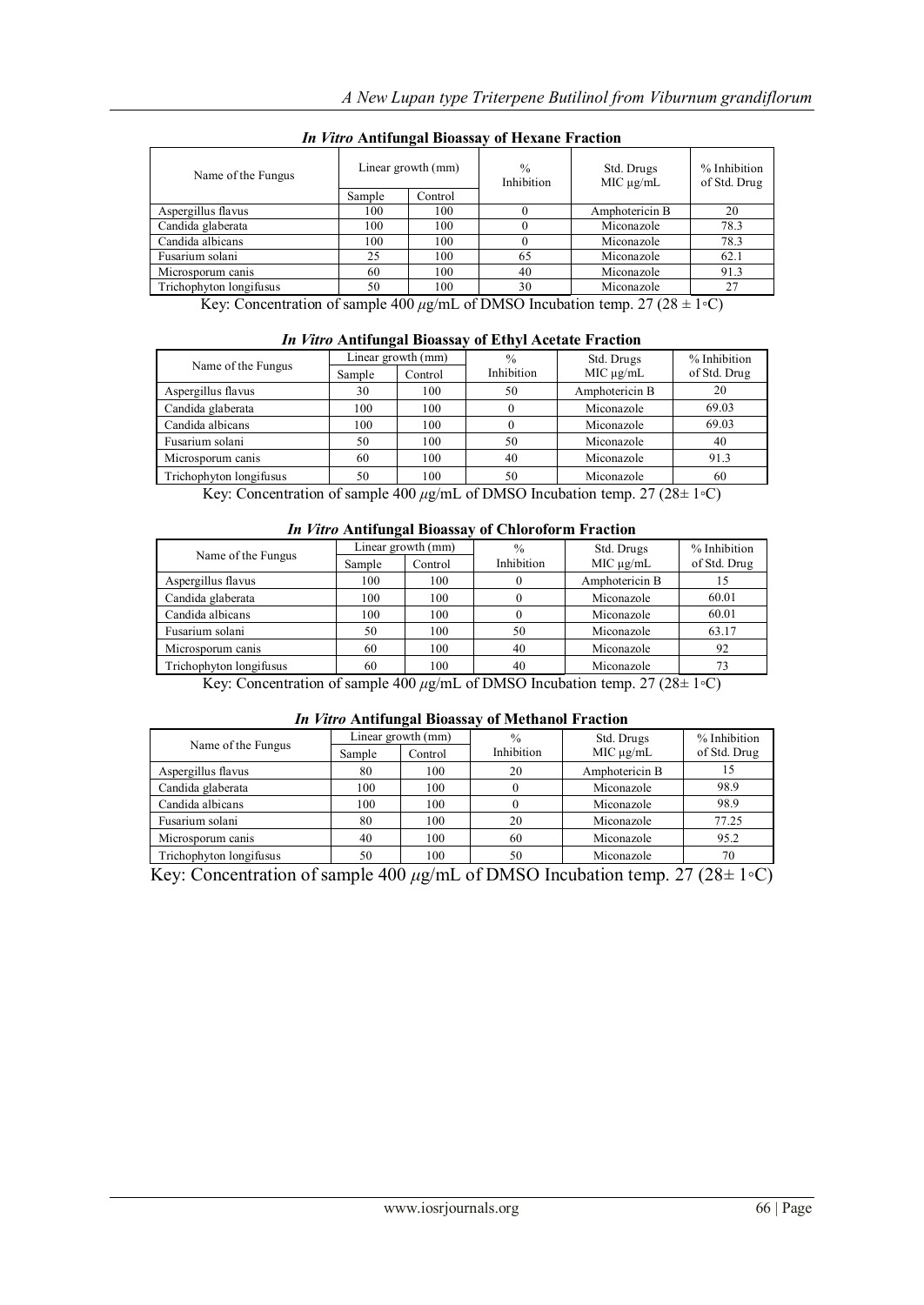### *In Vitro* Antifungal Bioassay of Hexane Fraction

| Name of the Fungus | Linear growth (mm) | | % Inhibition | Std. Drugs MIC μg/mL | % Inhibition of Std. Drug |
|---|---|---|---|---|---|
| | Sample | Control | | | |
| Aspergillus flavus | 100 | 100 | 0 | Amphotericin B | 20 |
| Candida glaberata | 100 | 100 | 0 | Miconazole | 78.3 |
| Candida albicans | 100 | 100 | 0 | Miconazole | 78.3 |
| Fusarium solani | 25 | 100 | 65 | Miconazole | 62.1 |
| Microsporum canis | 60 | 100 | 40 | Miconazole | 91.3 |
| Trichophyton longifusus | 50 | 100 | 30 | Miconazole | 27 |

Key: Concentration of sample 400 $\mu$g/mL of DMSO Incubation temp. 27 ($28 \pm 1$◦C)

### *In Vitro* Antifungal Bioassay of Ethyl Acetate Fraction

| Name of the Fungus | Linear growth (mm) | | % Inhibition | Std. Drugs MIC μg/mL | % Inhibition of Std. Drug |
|---|---|---|---|---|---|
| | Sample | Control | | | |
| Aspergillus flavus | 30 | 100 | 50 | Amphotericin B | 20 |
| Candida glaberata | 100 | 100 | 0 | Miconazole | 69.03 |
| Candida albicans | 100 | 100 | 0 | Miconazole | 69.03 |
| Fusarium solani | 50 | 100 | 50 | Miconazole | 40 |
| Microsporum canis | 60 | 100 | 40 | Miconazole | 91.3 |
| Trichophyton longifusus | 50 | 100 | 50 | Miconazole | 60 |

Key: Concentration of sample 400 $\mu$g/mL of DMSO Incubation temp. 27 ($28 \pm 1$◦C)

### *In Vitro* Antifungal Bioassay of Chloroform Fraction

| Name of the Fungus | Linear growth (mm) | | % Inhibition | Std. Drugs MIC μg/mL | % Inhibition of Std. Drug |
|---|---|---|---|---|---|
| | Sample | Control | | | |
| Aspergillus flavus | 100 | 100 | 0 | Amphotericin B | 15 |
| Candida glaberata | 100 | 100 | 0 | Miconazole | 60.01 |
| Candida albicans | 100 | 100 | 0 | Miconazole | 60.01 |
| Fusarium solani | 50 | 100 | 50 | Miconazole | 63.17 |
| Microsporum canis | 60 | 100 | 40 | Miconazole | 92 |
| Trichophyton longifusus | 60 | 100 | 40 | Miconazole | 73 |

Key: Concentration of sample 400 $\mu$g/mL of DMSO Incubation temp. 27 ($28 \pm 1$◦C)

### *In Vitro* Antifungal Bioassay of Methanol Fraction

| Name of the Fungus | Linear growth (mm) | | % Inhibition | Std. Drugs MIC μg/mL | % Inhibition of Std. Drug |
|---|---|---|---|---|---|
| | Sample | Control | | | |
| Aspergillus flavus | 80 | 100 | 20 | Amphotericin B | 15 |
| Candida glaberata | 100 | 100 | 0 | Miconazole | 98.9 |
| Candida albicans | 100 | 100 | 0 | Miconazole | 98.9 |
| Fusarium solani | 80 | 100 | 20 | Miconazole | 77.25 |
| Microsporum canis | 40 | 100 | 60 | Miconazole | 95.2 |
| Trichophyton longifusus | 50 | 100 | 50 | Miconazole | 70 |

Key: Concentration of sample 400 $\mu$g/mL of DMSO Incubation temp. 27 ($28 \pm 1$◦C)